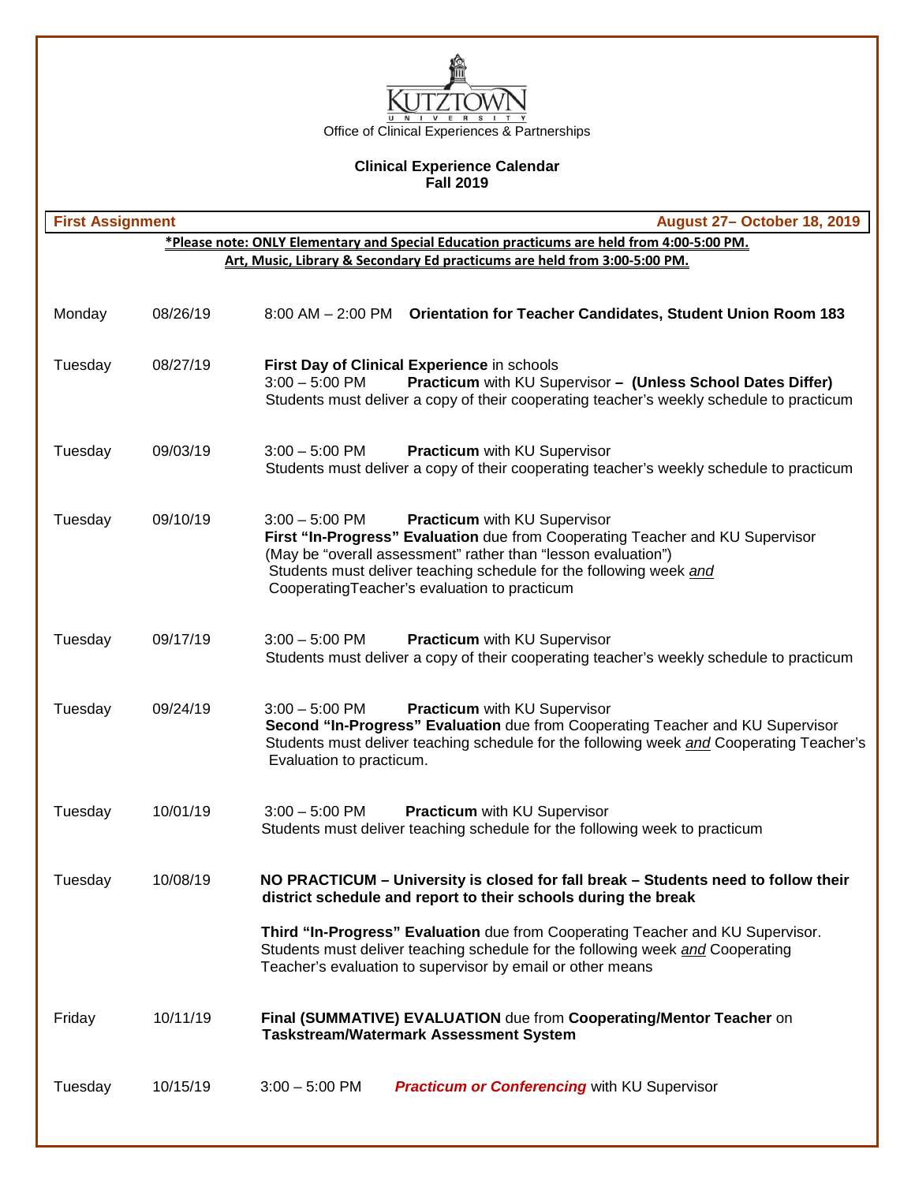KUTZTOWN UNIVERSITY

Office of Clinical Experiences & Partnerships

# Clinical Experience Calendar
## Fall 2019

**First Assignment** — **August 27– October 18, 2019**

**\*Please note: ONLY Elementary and Special Education practicums are held from 4:00-5:00 PM.**
**Art, Music, Library & Secondary Ed practicums are held from 3:00-5:00 PM.**

| Day | Date | Details |
|---|---|---|
| Monday | 08/26/19 | 8:00 AM – 2:00 PM **Orientation for Teacher Candidates, Student Union Room 183** |
| Tuesday | 08/27/19 | **First Day of Clinical Experience** in schools<br>3:00 – 5:00 PM **Practicum** with KU Supervisor **– (Unless School Dates Differ)**<br>Students must deliver a copy of their cooperating teacher's weekly schedule to practicum |
| Tuesday | 09/03/19 | 3:00 – 5:00 PM **Practicum** with KU Supervisor<br>Students must deliver a copy of their cooperating teacher's weekly schedule to practicum |
| Tuesday | 09/10/19 | 3:00 – 5:00 PM **Practicum** with KU Supervisor<br>**First "In-Progress" Evaluation** due from Cooperating Teacher and KU Supervisor<br>(May be "overall assessment" rather than "lesson evaluation")<br>Students must deliver teaching schedule for the following week *and* CooperatingTeacher's evaluation to practicum |
| Tuesday | 09/17/19 | 3:00 – 5:00 PM **Practicum** with KU Supervisor<br>Students must deliver a copy of their cooperating teacher's weekly schedule to practicum |
| Tuesday | 09/24/19 | 3:00 – 5:00 PM **Practicum** with KU Supervisor<br>**Second "In-Progress" Evaluation** due from Cooperating Teacher and KU Supervisor<br>Students must deliver teaching schedule for the following week *and* Cooperating Teacher's Evaluation to practicum. |
| Tuesday | 10/01/19 | 3:00 – 5:00 PM **Practicum** with KU Supervisor<br>Students must deliver teaching schedule for the following week to practicum |
| Tuesday | 10/08/19 | **NO PRACTICUM – University is closed for fall break – Students need to follow their district schedule and report to their schools during the break**<br><br>**Third "In-Progress" Evaluation** due from Cooperating Teacher and KU Supervisor.<br>Students must deliver teaching schedule for the following week *and* Cooperating Teacher's evaluation to supervisor by email or other means |
| Friday | 10/11/19 | **Final (SUMMATIVE) EVALUATION** due from **Cooperating/Mentor Teacher** on **Taskstream/Watermark Assessment System** |
| Tuesday | 10/15/19 | 3:00 – 5:00 PM ***Practicum or Conferencing*** with KU Supervisor |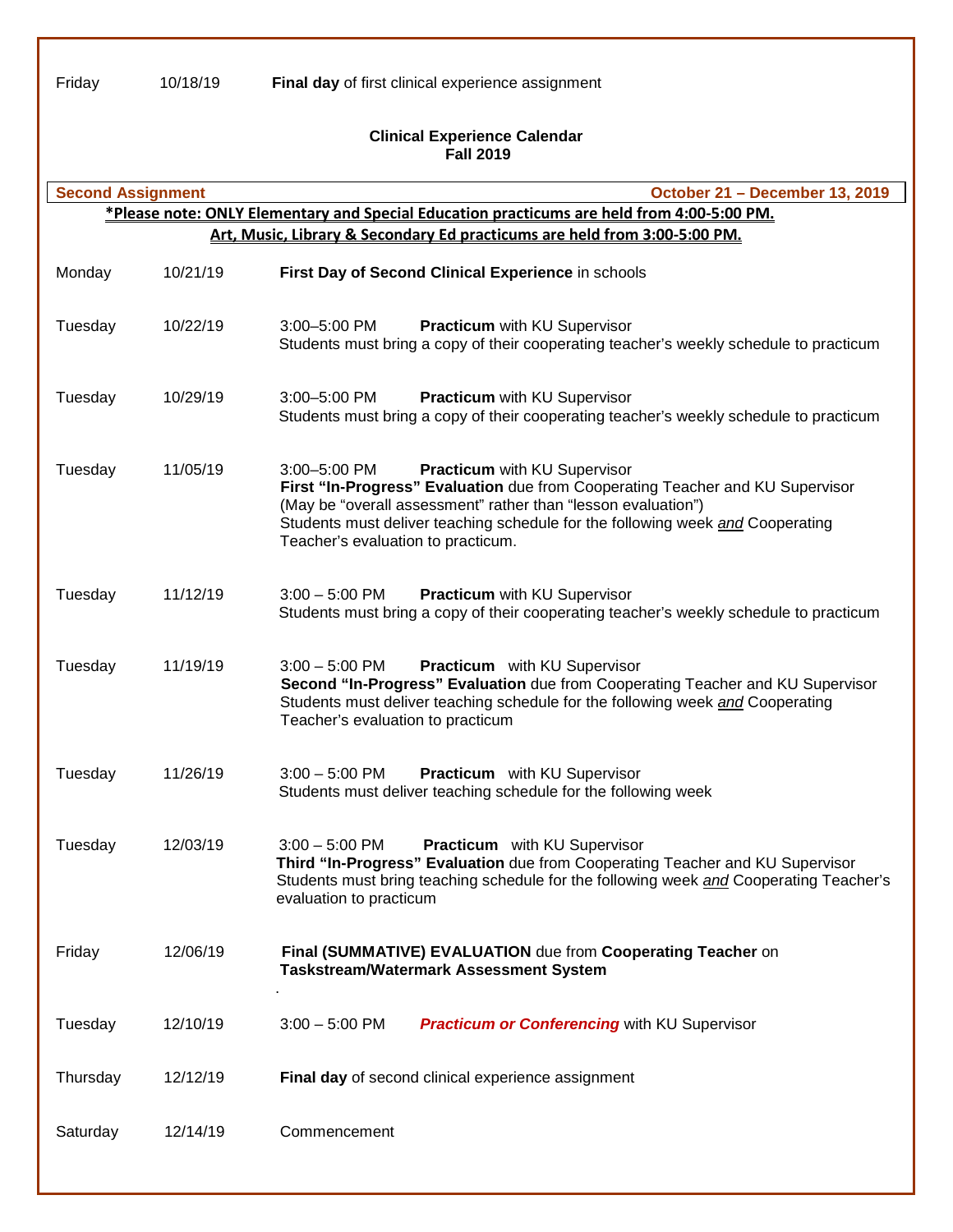| | | |
|---|---|---|
| Friday | 10/18/19 | **Final day** of first clinical experience assignment |

## Clinical Experience Calendar
## Fall 2019

**Second Assignment** — **October 21 – December 13, 2019**

**\*Please note: ONLY Elementary and Special Education practicums are held from 4:00-5:00 PM.**
**Art, Music, Library & Secondary Ed practicums are held from 3:00-5:00 PM.**

| | | |
|---|---|---|
| Monday | 10/21/19 | **First Day of Second Clinical Experience** in schools |
| Tuesday | 10/22/19 | 3:00–5:00 PM **Practicum** with KU Supervisor<br>Students must bring a copy of their cooperating teacher's weekly schedule to practicum |
| Tuesday | 10/29/19 | 3:00–5:00 PM **Practicum** with KU Supervisor<br>Students must bring a copy of their cooperating teacher's weekly schedule to practicum |
| Tuesday | 11/05/19 | 3:00–5:00 PM **Practicum** with KU Supervisor<br>**First "In-Progress" Evaluation** due from Cooperating Teacher and KU Supervisor (May be "overall assessment" rather than "lesson evaluation")<br>Students must deliver teaching schedule for the following week ***and*** Cooperating Teacher's evaluation to practicum. |
| Tuesday | 11/12/19 | 3:00 – 5:00 PM **Practicum** with KU Supervisor<br>Students must bring a copy of their cooperating teacher's weekly schedule to practicum |
| Tuesday | 11/19/19 | 3:00 – 5:00 PM **Practicum** with KU Supervisor<br>**Second "In-Progress" Evaluation** due from Cooperating Teacher and KU Supervisor<br>Students must deliver teaching schedule for the following week ***and*** Cooperating Teacher's evaluation to practicum |
| Tuesday | 11/26/19 | 3:00 – 5:00 PM **Practicum** with KU Supervisor<br>Students must deliver teaching schedule for the following week |
| Tuesday | 12/03/19 | 3:00 – 5:00 PM **Practicum** with KU Supervisor<br>**Third "In-Progress" Evaluation** due from Cooperating Teacher and KU Supervisor<br>Students must bring teaching schedule for the following week ***and*** Cooperating Teacher's evaluation to practicum |
| Friday | 12/06/19 | **Final (SUMMATIVE) EVALUATION** due from **Cooperating Teacher** on **Taskstream/Watermark Assessment System** |
| Tuesday | 12/10/19 | 3:00 – 5:00 PM ***Practicum or Conferencing*** with KU Supervisor |
| Thursday | 12/12/19 | **Final day** of second clinical experience assignment |
| Saturday | 12/14/19 | Commencement |